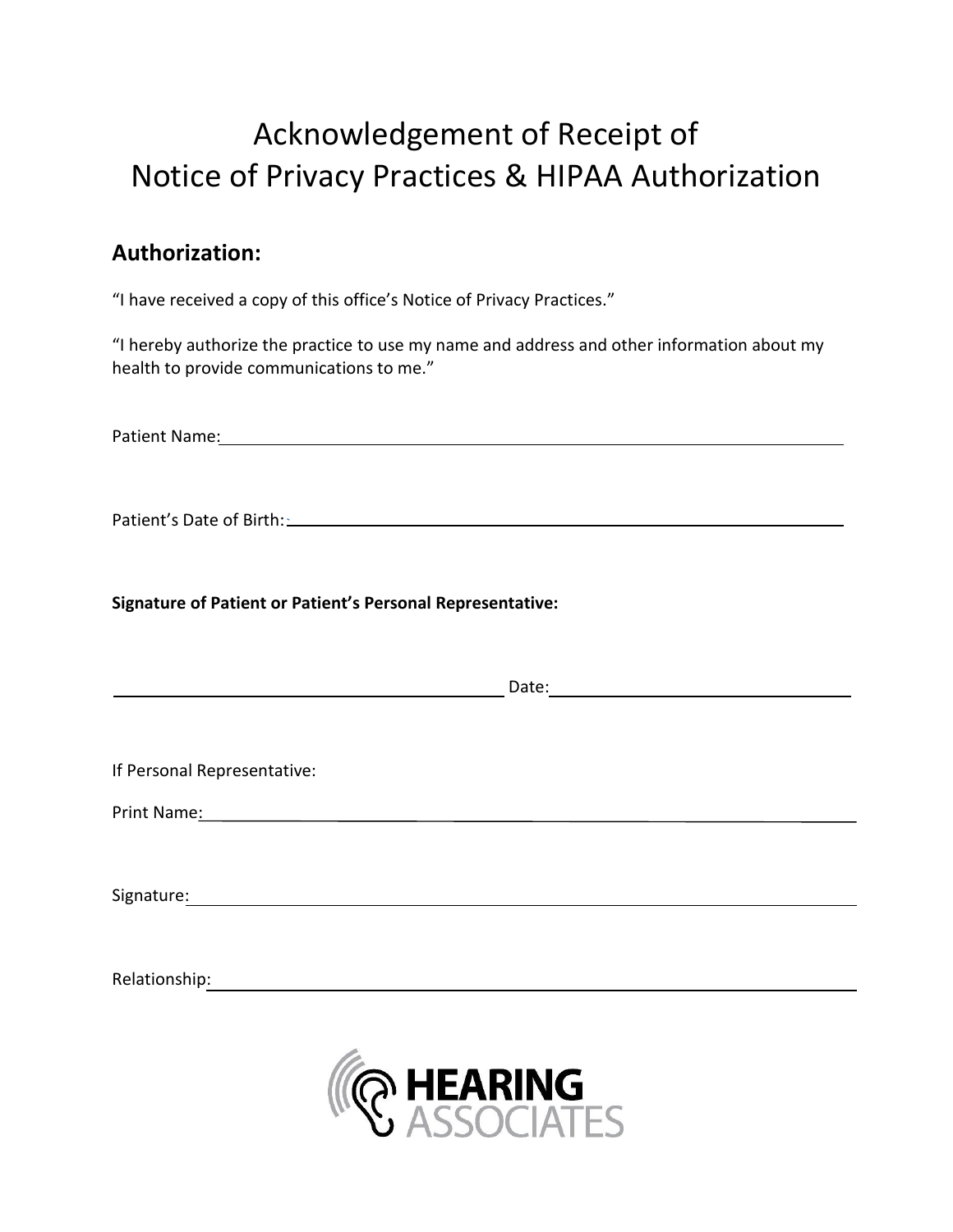# Acknowledgement of Receipt of Notice of Privacy Practices & HIPAA Authorization

## Authorization:

"I have received a copy of this office's Notice of Privacy Practices."

"I hereby authorize the practice to use my name and address and other information about my health to provide communications to me."

Patient Name: ______________________________________________

Patient's Date of Birth: ______________________________________________

**Signature of Patient or Patient's Personal Representative:**

______________________________ Date: ______________________

If Personal Representative:

Print Name: ______________________________________________

Signature: ______________________________________________

Relationship: ______________________________________________

HEARING ASSOCIATES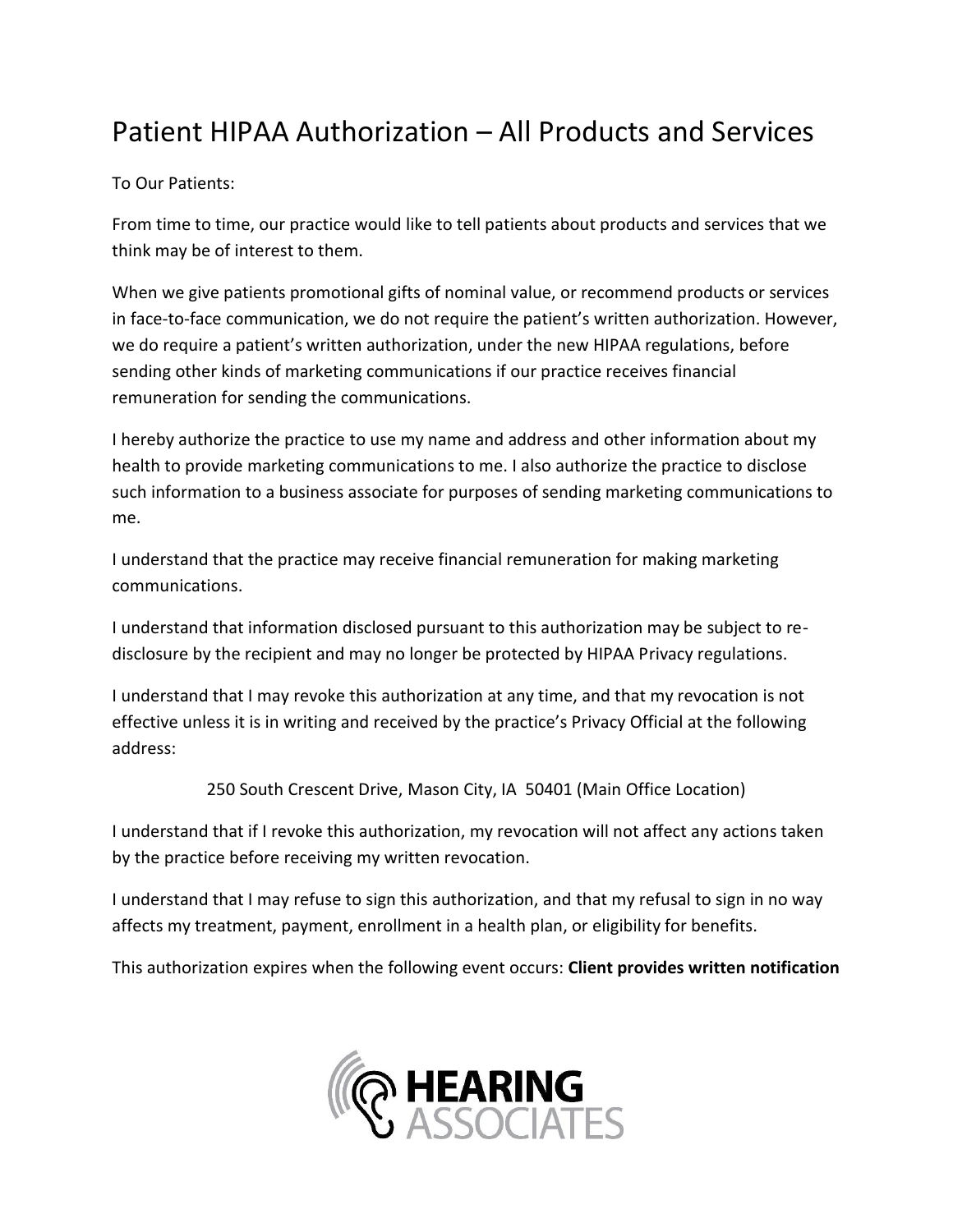# Patient HIPAA Authorization – All Products and Services

To Our Patients:

From time to time, our practice would like to tell patients about products and services that we think may be of interest to them.

When we give patients promotional gifts of nominal value, or recommend products or services in face-to-face communication, we do not require the patient's written authorization. However, we do require a patient's written authorization, under the new HIPAA regulations, before sending other kinds of marketing communications if our practice receives financial remuneration for sending the communications.

I hereby authorize the practice to use my name and address and other information about my health to provide marketing communications to me. I also authorize the practice to disclose such information to a business associate for purposes of sending marketing communications to me.

I understand that the practice may receive financial remuneration for making marketing communications.

I understand that information disclosed pursuant to this authorization may be subject to re-disclosure by the recipient and may no longer be protected by HIPAA Privacy regulations.

I understand that I may revoke this authorization at any time, and that my revocation is not effective unless it is in writing and received by the practice's Privacy Official at the following address:

250 South Crescent Drive, Mason City, IA 50401 (Main Office Location)

I understand that if I revoke this authorization, my revocation will not affect any actions taken by the practice before receiving my written revocation.

I understand that I may refuse to sign this authorization, and that my refusal to sign in no way affects my treatment, payment, enrollment in a health plan, or eligibility for benefits.

This authorization expires when the following event occurs: **Client provides written notification**

HEARING ASSOCIATES